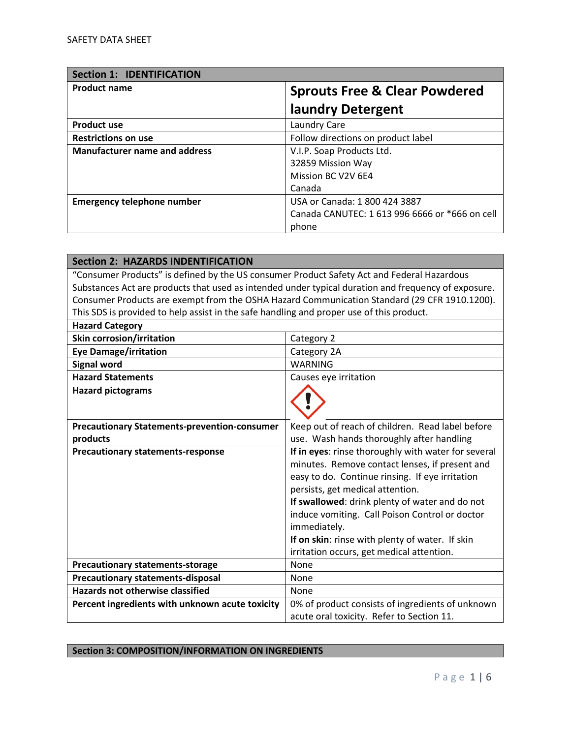SAFETY DATA SHEET

| Section 1: IDENTIFICATION | |
|---|---|
| **Product name** | **Sprouts Free & Clear Powdered laundry Detergent** |
| **Product use** | Laundry Care |
| **Restrictions on use** | Follow directions on product label |
| **Manufacturer name and address** | V.I.P. Soap Products Ltd.<br>32859 Mission Way<br>Mission BC V2V 6E4<br>Canada |
| **Emergency telephone number** | USA or Canada: 1 800 424 3887<br>Canada CANUTEC: 1 613 996 6666 or *666 on cell phone |

**Section 2: HAZARDS INDENTIFICATION**

"Consumer Products" is defined by the US consumer Product Safety Act and Federal Hazardous Substances Act are products that used as intended under typical duration and frequency of exposure. Consumer Products are exempt from the OSHA Hazard Communication Standard (29 CFR 1910.1200). This SDS is provided to help assist in the safe handling and proper use of this product.

| Hazard Category | |
|---|---|
| **Skin corrosion/irritation** | Category 2 |
| **Eye Damage/irritation** | Category 2A |
| **Signal word** | WARNING |
| **Hazard Statements** | Causes eye irritation |
| **Hazard pictograms** | (exclamation mark pictogram) |
| **Precautionary Statements-prevention-consumer products** | Keep out of reach of children. Read label before use. Wash hands thoroughly after handling |
| **Precautionary statements-response** | **If in eyes**: rinse thoroughly with water for several minutes. Remove contact lenses, if present and easy to do. Continue rinsing. If eye irritation persists, get medical attention.<br>**If swallowed**: drink plenty of water and do not induce vomiting. Call Poison Control or doctor immediately.<br>**If on skin**: rinse with plenty of water. If skin irritation occurs, get medical attention. |
| **Precautionary statements-storage** | None |
| **Precautionary statements-disposal** | None |
| **Hazards not otherwise classified** | None |
| **Percent ingredients with unknown acute toxicity** | 0% of product consists of ingredients of unknown acute oral toxicity. Refer to Section 11. |

**Section 3: COMPOSITION/INFORMATION ON INGREDIENTS**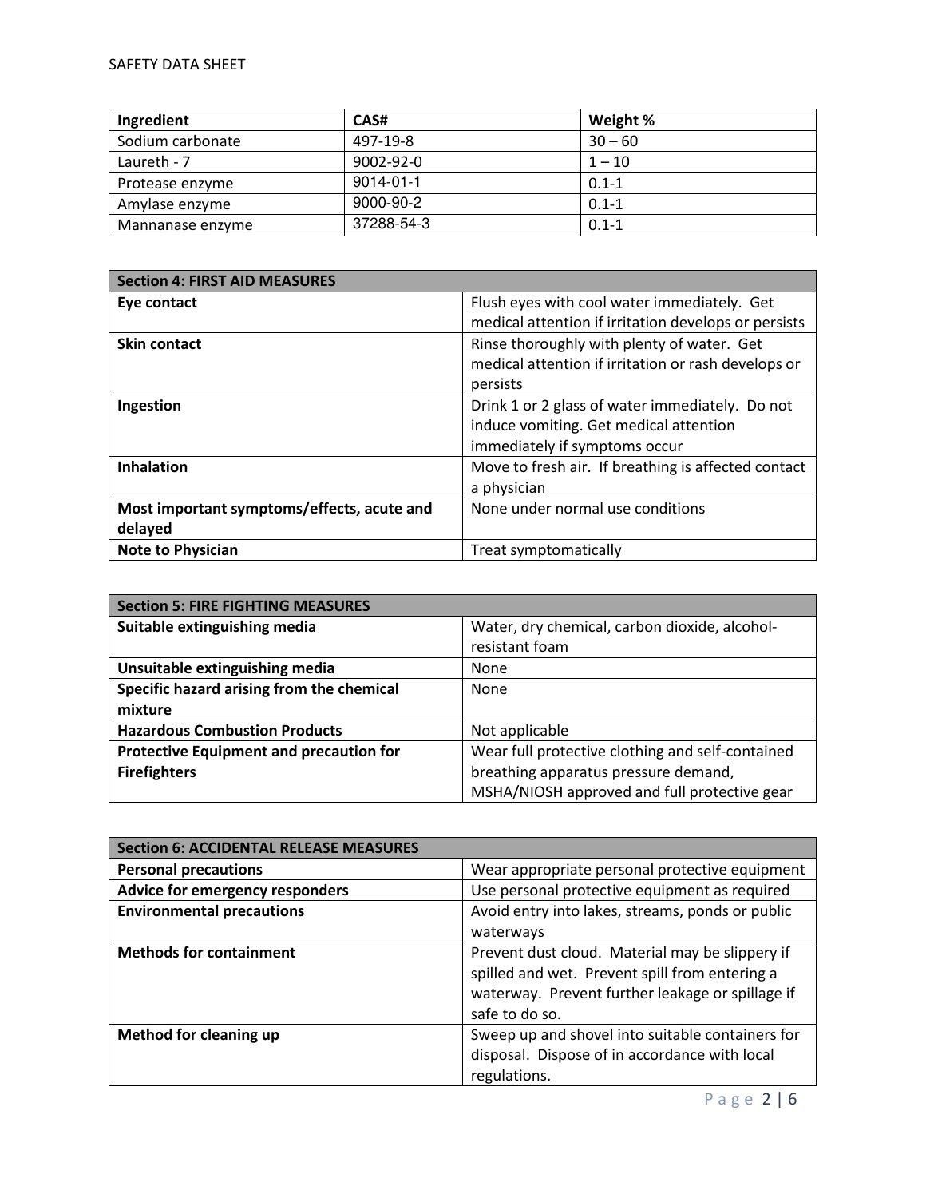| Ingredient | CAS# | Weight % |
|---|---|---|
| Sodium carbonate | 497-19-8 | 30 – 60 |
| Laureth - 7 | 9002-92-0 | 1 – 10 |
| Protease enzyme | 9014-01-1 | 0.1-1 |
| Amylase enzyme | 9000-90-2 | 0.1-1 |
| Mannanase enzyme | 37288-54-3 | 0.1-1 |

| Section 4: FIRST AID MEASURES | |
|---|---|
| **Eye contact** | Flush eyes with cool water immediately. Get medical attention if irritation develops or persists |
| **Skin contact** | Rinse thoroughly with plenty of water. Get medical attention if irritation or rash develops or persists |
| **Ingestion** | Drink 1 or 2 glass of water immediately. Do not induce vomiting. Get medical attention immediately if symptoms occur |
| **Inhalation** | Move to fresh air. If breathing is affected contact a physician |
| **Most important symptoms/effects, acute and delayed** | None under normal use conditions |
| **Note to Physician** | Treat symptomatically |

| Section 5: FIRE FIGHTING MEASURES | |
|---|---|
| **Suitable extinguishing media** | Water, dry chemical, carbon dioxide, alcohol-resistant foam |
| **Unsuitable extinguishing media** | None |
| **Specific hazard arising from the chemical mixture** | None |
| **Hazardous Combustion Products** | Not applicable |
| **Protective Equipment and precaution for Firefighters** | Wear full protective clothing and self-contained breathing apparatus pressure demand, MSHA/NIOSH approved and full protective gear |

| Section 6: ACCIDENTAL RELEASE MEASURES | |
|---|---|
| **Personal precautions** | Wear appropriate personal protective equipment |
| **Advice for emergency responders** | Use personal protective equipment as required |
| **Environmental precautions** | Avoid entry into lakes, streams, ponds or public waterways |
| **Methods for containment** | Prevent dust cloud. Material may be slippery if spilled and wet. Prevent spill from entering a waterway. Prevent further leakage or spillage if safe to do so. |
| **Method for cleaning up** | Sweep up and shovel into suitable containers for disposal. Dispose of in accordance with local regulations. |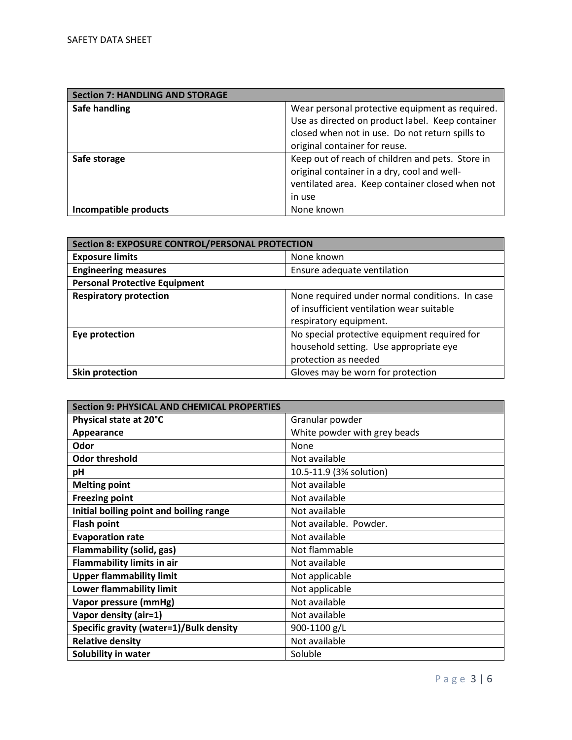| Section 7: HANDLING AND STORAGE | |
|---|---|
| **Safe handling** | Wear personal protective equipment as required. Use as directed on product label. Keep container closed when not in use. Do not return spills to original container for reuse. |
| **Safe storage** | Keep out of reach of children and pets. Store in original container in a dry, cool and well-ventilated area. Keep container closed when not in use |
| **Incompatible products** | None known |

| Section 8: EXPOSURE CONTROL/PERSONAL PROTECTION | |
|---|---|
| **Exposure limits** | None known |
| **Engineering measures** | Ensure adequate ventilation |
| **Personal Protective Equipment** | |
| **Respiratory protection** | None required under normal conditions. In case of insufficient ventilation wear suitable respiratory equipment. |
| **Eye protection** | No special protective equipment required for household setting. Use appropriate eye protection as needed |
| **Skin protection** | Gloves may be worn for protection |

| Section 9: PHYSICAL AND CHEMICAL PROPERTIES | |
|---|---|
| **Physical state at 20°C** | Granular powder |
| **Appearance** | White powder with grey beads |
| **Odor** | None |
| **Odor threshold** | Not available |
| **pH** | 10.5-11.9 (3% solution) |
| **Melting point** | Not available |
| **Freezing point** | Not available |
| **Initial boiling point and boiling range** | Not available |
| **Flash point** | Not available. Powder. |
| **Evaporation rate** | Not available |
| **Flammability (solid, gas)** | Not flammable |
| **Flammability limits in air** | Not available |
| **Upper flammability limit** | Not applicable |
| **Lower flammability limit** | Not applicable |
| **Vapor pressure (mmHg)** | Not available |
| **Vapor density (air=1)** | Not available |
| **Specific gravity (water=1)/Bulk density** | 900-1100 g/L |
| **Relative density** | Not available |
| **Solubility in water** | Soluble |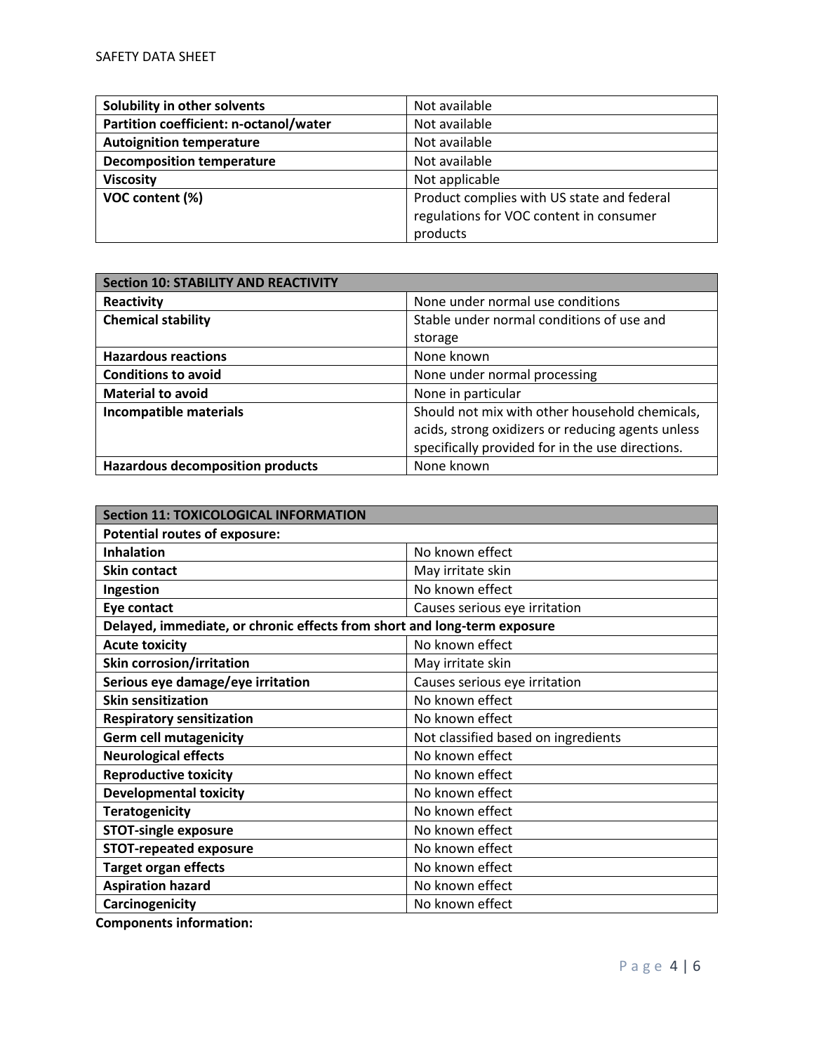| Solubility in other solvents | Not available |
|---|---|
| Partition coefficient: n-octanol/water | Not available |
| Autoignition temperature | Not available |
| Decomposition temperature | Not available |
| Viscosity | Not applicable |
| VOC content (%) | Product complies with US state and federal regulations for VOC content in consumer products |

| Section 10: STABILITY AND REACTIVITY | |
|---|---|
| **Reactivity** | None under normal use conditions |
| **Chemical stability** | Stable under normal conditions of use and storage |
| **Hazardous reactions** | None known |
| **Conditions to avoid** | None under normal processing |
| **Material to avoid** | None in particular |
| **Incompatible materials** | Should not mix with other household chemicals, acids, strong oxidizers or reducing agents unless specifically provided for in the use directions. |
| **Hazardous decomposition products** | None known |

| Section 11: TOXICOLOGICAL INFORMATION | |
|---|---|
| **Potential routes of exposure:** | |
| **Inhalation** | No known effect |
| **Skin contact** | May irritate skin |
| **Ingestion** | No known effect |
| **Eye contact** | Causes serious eye irritation |
| **Delayed, immediate, or chronic effects from short and long-term exposure** | |
| **Acute toxicity** | No known effect |
| **Skin corrosion/irritation** | May irritate skin |
| **Serious eye damage/eye irritation** | Causes serious eye irritation |
| **Skin sensitization** | No known effect |
| **Respiratory sensitization** | No known effect |
| **Germ cell mutagenicity** | Not classified based on ingredients |
| **Neurological effects** | No known effect |
| **Reproductive toxicity** | No known effect |
| **Developmental toxicity** | No known effect |
| **Teratogenicity** | No known effect |
| **STOT-single exposure** | No known effect |
| **STOT-repeated exposure** | No known effect |
| **Target organ effects** | No known effect |
| **Aspiration hazard** | No known effect |
| **Carcinogenicity** | No known effect |

**Components information:**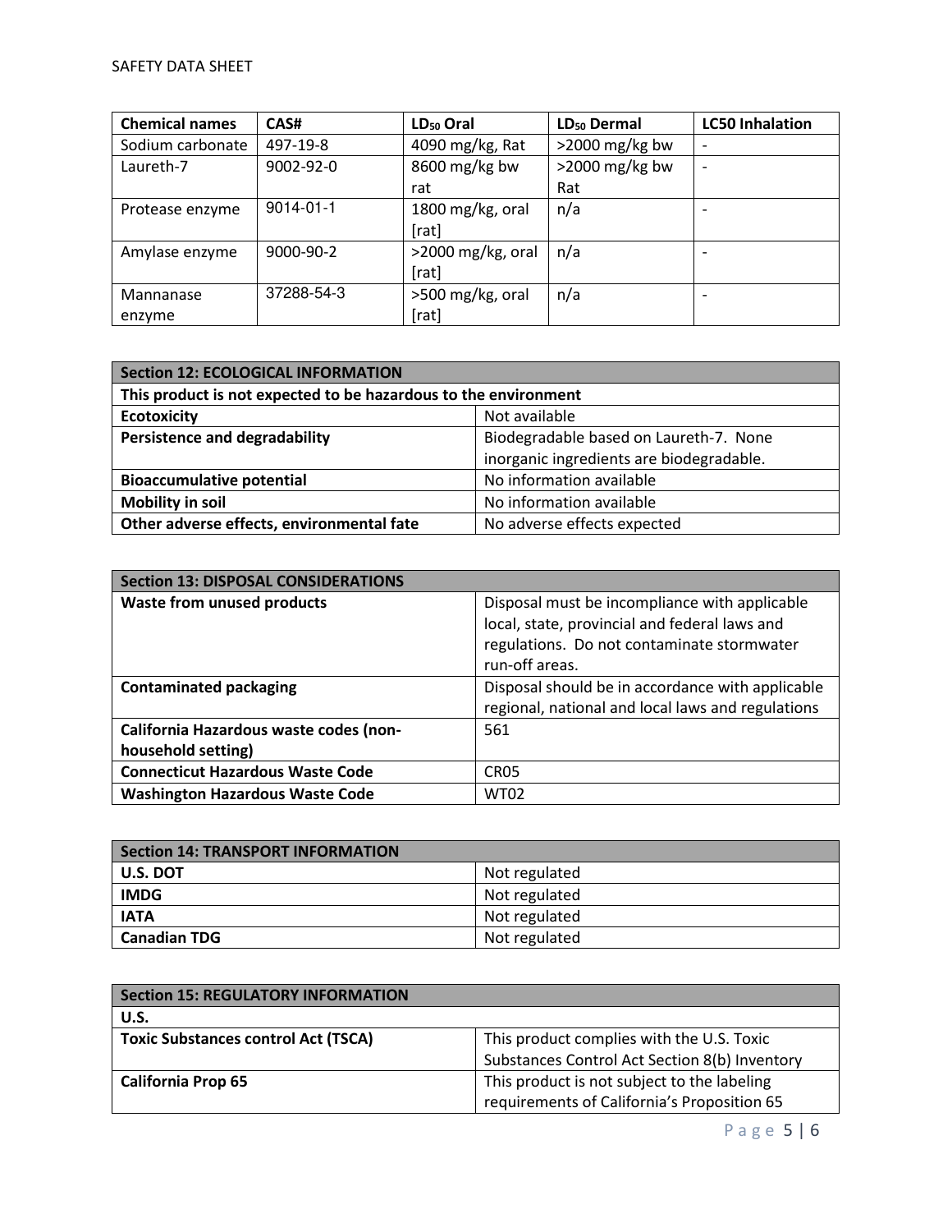| Chemical names | CAS# | $LD_{50}$ Oral | $LD_{50}$ Dermal | LC50 Inhalation |
|---|---|---|---|---|
| Sodium carbonate | 497-19-8 | 4090 mg/kg, Rat | >2000 mg/kg bw | - |
| Laureth-7 | 9002-92-0 | 8600 mg/kg bw rat | >2000 mg/kg bw Rat | - |
| Protease enzyme | 9014-01-1 | 1800 mg/kg, oral [rat] | n/a | - |
| Amylase enzyme | 9000-90-2 | >2000 mg/kg, oral [rat] | n/a | - |
| Mannanase enzyme | 37288-54-3 | >500 mg/kg, oral [rat] | n/a | - |

| Section 12: ECOLOGICAL INFORMATION | |
|---|---|
| **This product is not expected to be hazardous to the environment** | |
| **Ecotoxicity** | Not available |
| **Persistence and degradability** | Biodegradable based on Laureth-7. None inorganic ingredients are biodegradable. |
| **Bioaccumulative potential** | No information available |
| **Mobility in soil** | No information available |
| **Other adverse effects, environmental fate** | No adverse effects expected |

| Section 13: DISPOSAL CONSIDERATIONS | |
|---|---|
| **Waste from unused products** | Disposal must be incompliance with applicable local, state, provincial and federal laws and regulations. Do not contaminate stormwater run-off areas. |
| **Contaminated packaging** | Disposal should be in accordance with applicable regional, national and local laws and regulations |
| **California Hazardous waste codes (non-household setting)** | 561 |
| **Connecticut Hazardous Waste Code** | CR05 |
| **Washington Hazardous Waste Code** | WT02 |

| Section 14: TRANSPORT INFORMATION | |
|---|---|
| **U.S. DOT** | Not regulated |
| **IMDG** | Not regulated |
| **IATA** | Not regulated |
| **Canadian TDG** | Not regulated |

| Section 15: REGULATORY INFORMATION | |
|---|---|
| **U.S.** | |
| **Toxic Substances control Act (TSCA)** | This product complies with the U.S. Toxic Substances Control Act Section 8(b) Inventory |
| **California Prop 65** | This product is not subject to the labeling requirements of California's Proposition 65 |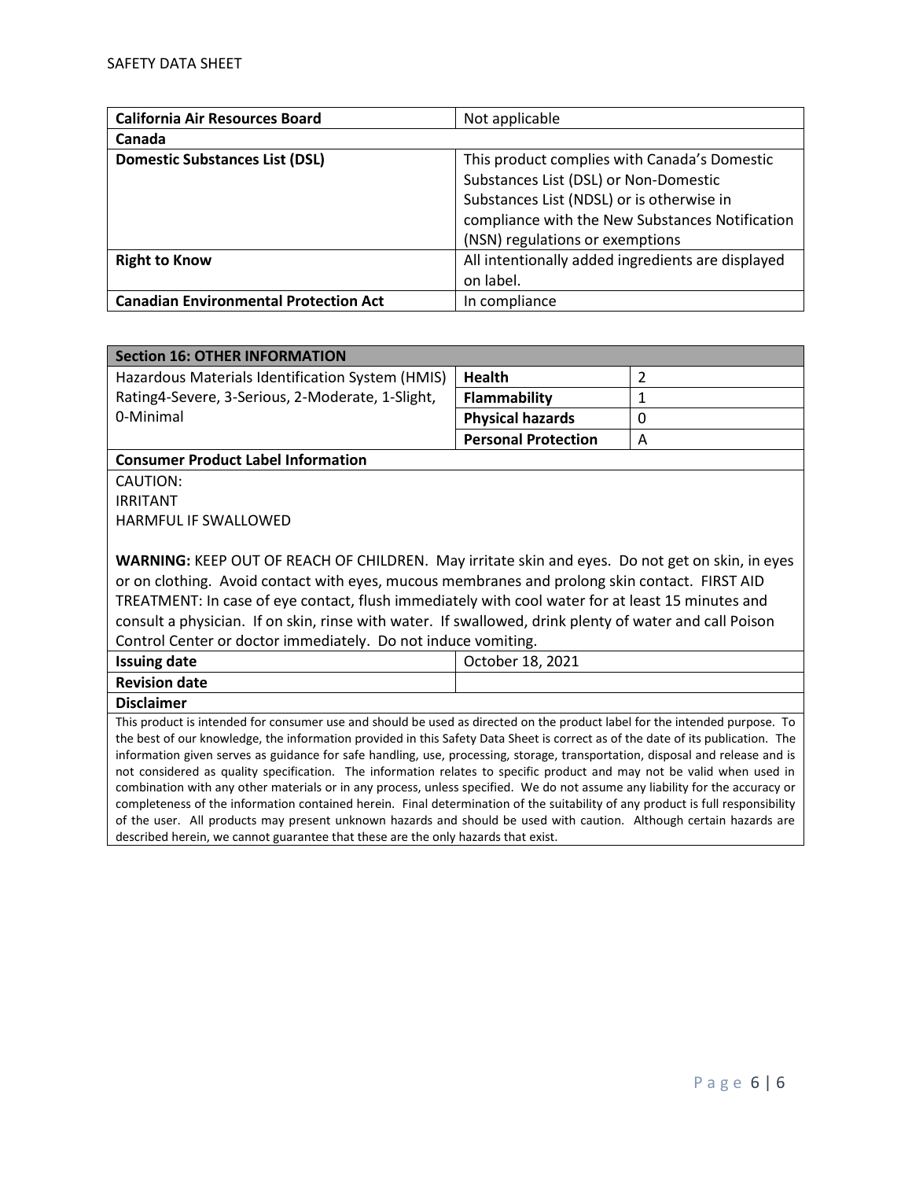| | |
|---|---|
| **California Air Resources Board** | Not applicable |
| **Canada** | |
| **Domestic Substances List (DSL)** | This product complies with Canada's Domestic Substances List (DSL) or Non-Domestic Substances List (NDSL) or is otherwise in compliance with the New Substances Notification (NSN) regulations or exemptions |
| **Right to Know** | All intentionally added ingredients are displayed on label. |
| **Canadian Environmental Protection Act** | In compliance |

| **Section 16: OTHER INFORMATION** | | |
|---|---|---|
| Hazardous Materials Identification System (HMIS) Rating4-Severe, 3-Serious, 2-Moderate, 1-Slight, 0-Minimal | **Health** | 2 |
| | **Flammability** | 1 |
| | **Physical hazards** | 0 |
| | **Personal Protection** | A |

**Consumer Product Label Information**

CAUTION:
IRRITANT
HARMFUL IF SWALLOWED

**WARNING:** KEEP OUT OF REACH OF CHILDREN. May irritate skin and eyes. Do not get on skin, in eyes or on clothing. Avoid contact with eyes, mucous membranes and prolong skin contact. FIRST AID TREATMENT: In case of eye contact, flush immediately with cool water for at least 15 minutes and consult a physician. If on skin, rinse with water. If swallowed, drink plenty of water and call Poison Control Center or doctor immediately. Do not induce vomiting.

| | |
|---|---|
| **Issuing date** | October 18, 2021 |
| **Revision date** | |

**Disclaimer**

This product is intended for consumer use and should be used as directed on the product label for the intended purpose. To the best of our knowledge, the information provided in this Safety Data Sheet is correct as of the date of its publication. The information given serves as guidance for safe handling, use, processing, storage, transportation, disposal and release and is not considered as quality specification. The information relates to specific product and may not be valid when used in combination with any other materials or in any process, unless specified. We do not assume any liability for the accuracy or completeness of the information contained herein. Final determination of the suitability of any product is full responsibility of the user. All products may present unknown hazards and should be used with caution. Although certain hazards are described herein, we cannot guarantee that these are the only hazards that exist.